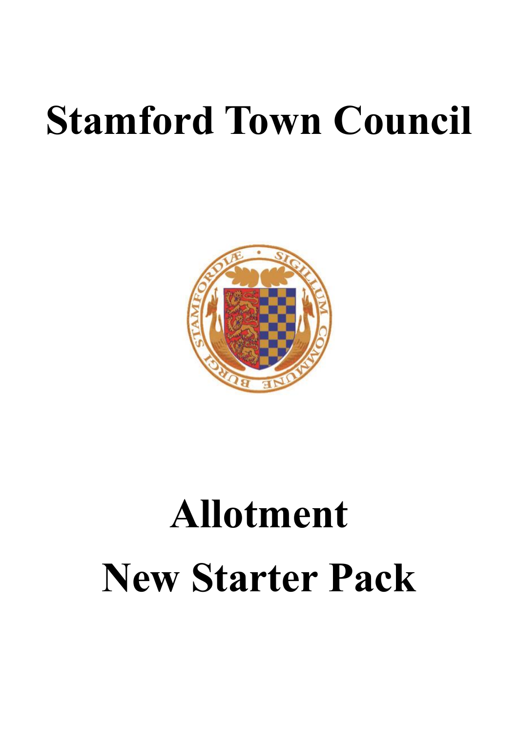# Stamford Town Council

# Allotment

# New Starter Pack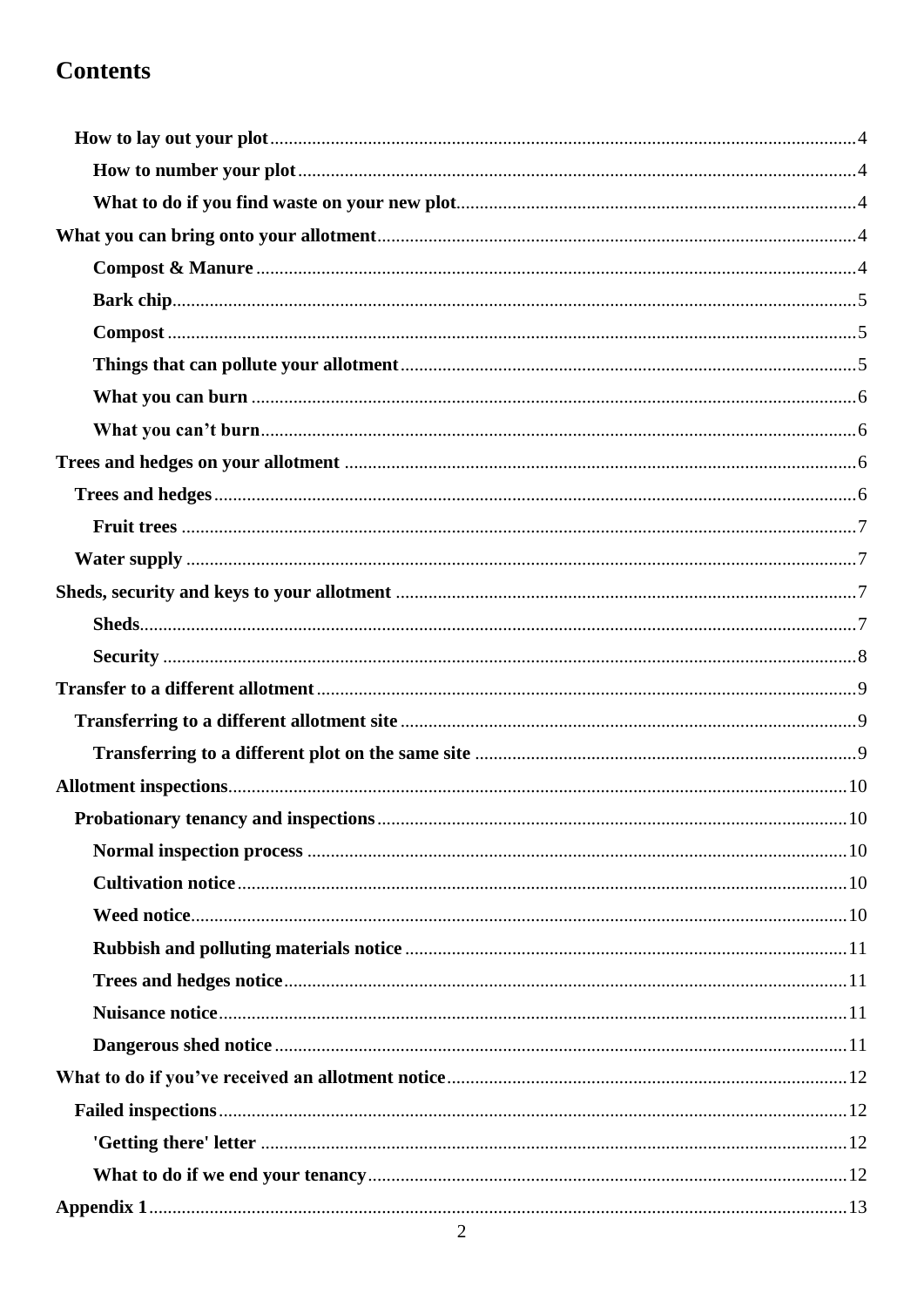# Contents

- **How to lay out your plot** ... 4
  - **How to number your plot** ... 4
  - **What to do if you find waste on your new plot** ... 4
- **What you can bring onto your allotment** ... 4
  - **Compost & Manure** ... 4
  - **Bark chip** ... 5
  - **Compost** ... 5
  - **Things that can pollute your allotment** ... 5
  - **What you can burn** ... 6
  - **What you can't burn** ... 6
- **Trees and hedges on your allotment** ... 6
  - **Trees and hedges** ... 6
    - **Fruit trees** ... 7
  - **Water supply** ... 7
- **Sheds, security and keys to your allotment** ... 7
  - **Sheds** ... 7
  - **Security** ... 8
- **Transfer to a different allotment** ... 9
  - **Transferring to a different allotment site** ... 9
    - **Transferring to a different plot on the same site** ... 9
- **Allotment inspections** ... 10
  - **Probationary tenancy and inspections** ... 10
    - **Normal inspection process** ... 10
    - **Cultivation notice** ... 10
    - **Weed notice** ... 10
    - **Rubbish and polluting materials notice** ... 11
    - **Trees and hedges notice** ... 11
    - **Nuisance notice** ... 11
    - **Dangerous shed notice** ... 11
- **What to do if you've received an allotment notice** ... 12
  - **Failed inspections** ... 12
    - **'Getting there' letter** ... 12
    - **What to do if we end your tenancy** ... 12
- **Appendix 1** ... 13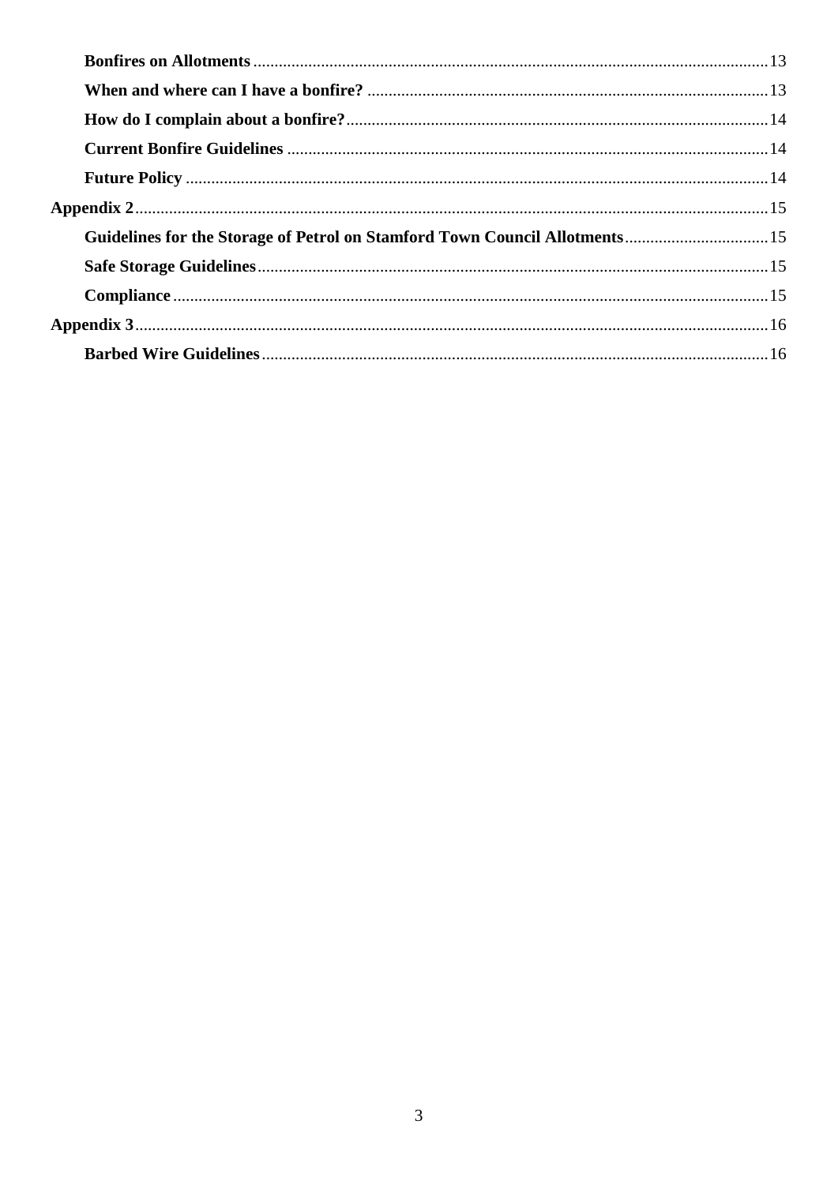- **Bonfires on Allotments** .......... 13
- **When and where can I have a bonfire?** .......... 13
- **How do I complain about a bonfire?** .......... 14
- **Current Bonfire Guidelines** .......... 14
- **Future Policy** .......... 14

**Appendix 2** .......... 15

- **Guidelines for the Storage of Petrol on Stamford Town Council Allotments** .......... 15
- **Safe Storage Guidelines** .......... 15
- **Compliance** .......... 15

**Appendix 3** .......... 16

- **Barbed Wire Guidelines** .......... 16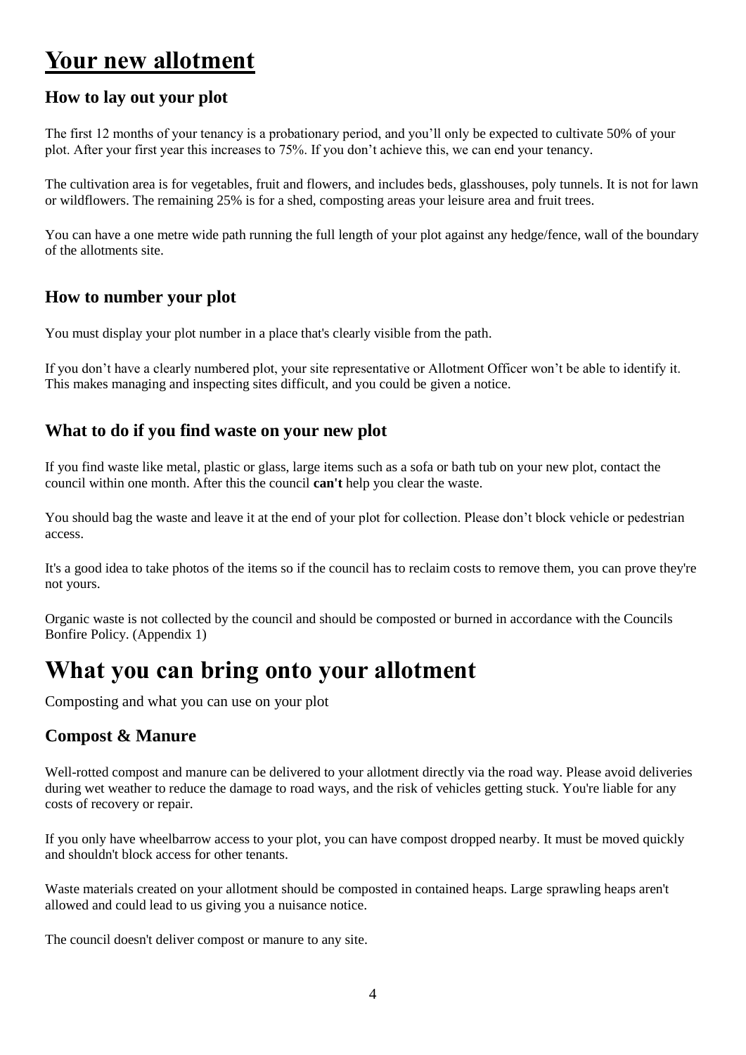# Your new allotment

## How to lay out your plot

The first 12 months of your tenancy is a probationary period, and you'll only be expected to cultivate 50% of your plot. After your first year this increases to 75%. If you don't achieve this, we can end your tenancy.

The cultivation area is for vegetables, fruit and flowers, and includes beds, glasshouses, poly tunnels. It is not for lawn or wildflowers. The remaining 25% is for a shed, composting areas your leisure area and fruit trees.

You can have a one metre wide path running the full length of your plot against any hedge/fence, wall of the boundary of the allotments site.

## How to number your plot

You must display your plot number in a place that's clearly visible from the path.

If you don't have a clearly numbered plot, your site representative or Allotment Officer won't be able to identify it. This makes managing and inspecting sites difficult, and you could be given a notice.

## What to do if you find waste on your new plot

If you find waste like metal, plastic or glass, large items such as a sofa or bath tub on your new plot, contact the council within one month. After this the council **can't** help you clear the waste.

You should bag the waste and leave it at the end of your plot for collection. Please don't block vehicle or pedestrian access.

It's a good idea to take photos of the items so if the council has to reclaim costs to remove them, you can prove they're not yours.

Organic waste is not collected by the council and should be composted or burned in accordance with the Councils Bonfire Policy. (Appendix 1)

# What you can bring onto your allotment

Composting and what you can use on your plot

## Compost & Manure

Well-rotted compost and manure can be delivered to your allotment directly via the road way. Please avoid deliveries during wet weather to reduce the damage to road ways, and the risk of vehicles getting stuck. You're liable for any costs of recovery or repair.

If you only have wheelbarrow access to your plot, you can have compost dropped nearby. It must be moved quickly and shouldn't block access for other tenants.

Waste materials created on your allotment should be composted in contained heaps. Large sprawling heaps aren't allowed and could lead to us giving you a nuisance notice.

The council doesn't deliver compost or manure to any site.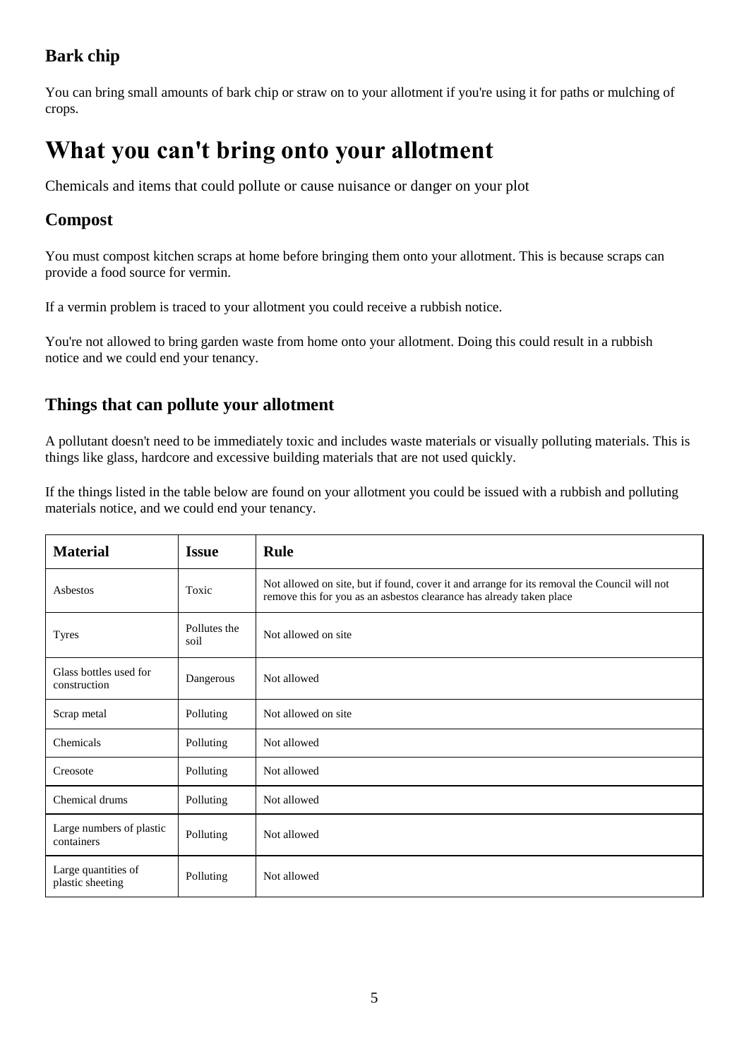### Bark chip

You can bring small amounts of bark chip or straw on to your allotment if you're using it for paths or mulching of crops.

## What you can't bring onto your allotment

Chemicals and items that could pollute or cause nuisance or danger on your plot

### Compost

You must compost kitchen scraps at home before bringing them onto your allotment. This is because scraps can provide a food source for vermin.

If a vermin problem is traced to your allotment you could receive a rubbish notice.

You're not allowed to bring garden waste from home onto your allotment. Doing this could result in a rubbish notice and we could end your tenancy.

### Things that can pollute your allotment

A pollutant doesn't need to be immediately toxic and includes waste materials or visually polluting materials. This is things like glass, hardcore and excessive building materials that are not used quickly.

If the things listed in the table below are found on your allotment you could be issued with a rubbish and polluting materials notice, and we could end your tenancy.

| Material | Issue | Rule |
|---|---|---|
| Asbestos | Toxic | Not allowed on site, but if found, cover it and arrange for its removal the Council will not remove this for you as an asbestos clearance has already taken place |
| Tyres | Pollutes the soil | Not allowed on site |
| Glass bottles used for construction | Dangerous | Not allowed |
| Scrap metal | Polluting | Not allowed on site |
| Chemicals | Polluting | Not allowed |
| Creosote | Polluting | Not allowed |
| Chemical drums | Polluting | Not allowed |
| Large numbers of plastic containers | Polluting | Not allowed |
| Large quantities of plastic sheeting | Polluting | Not allowed |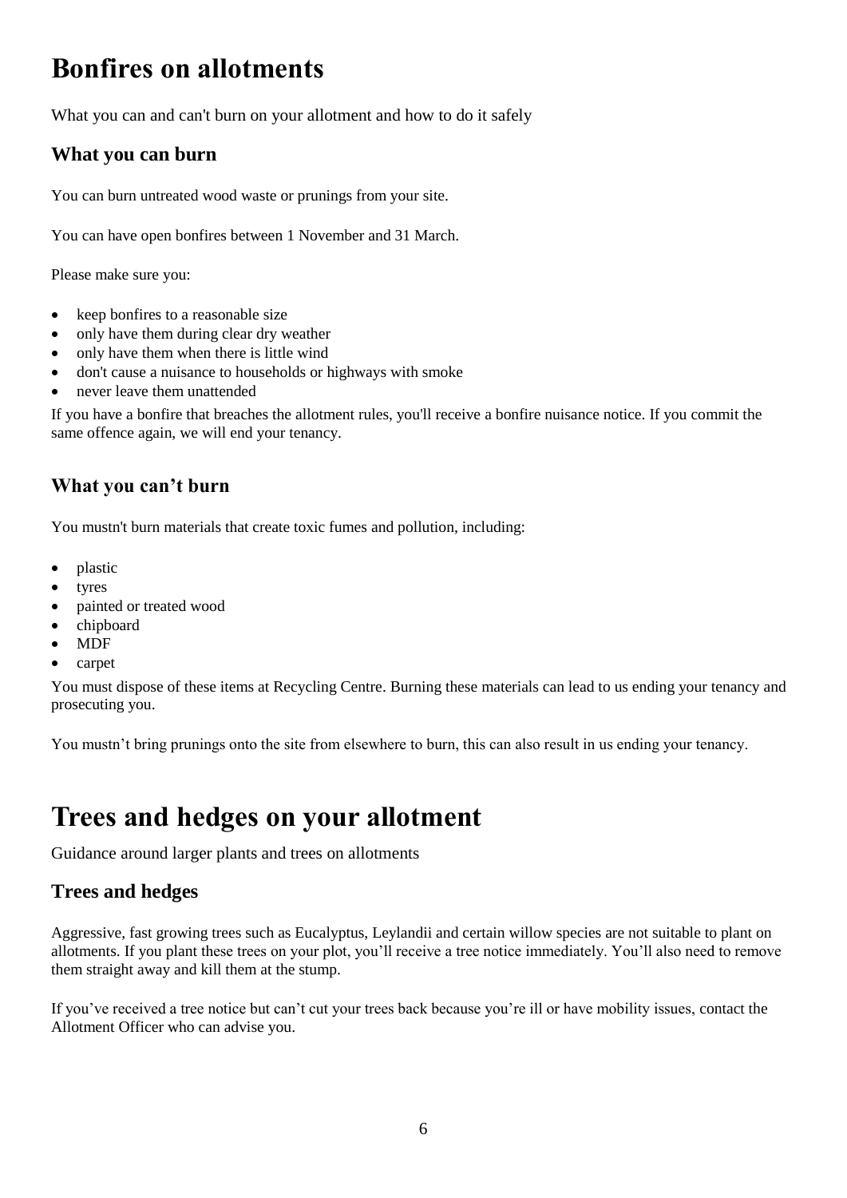# Bonfires on allotments

What you can and can't burn on your allotment and how to do it safely

## What you can burn

You can burn untreated wood waste or prunings from your site.

You can have open bonfires between 1 November and 31 March.

Please make sure you:

- keep bonfires to a reasonable size
- only have them during clear dry weather
- only have them when there is little wind
- don't cause a nuisance to households or highways with smoke
- never leave them unattended

If you have a bonfire that breaches the allotment rules, you'll receive a bonfire nuisance notice. If you commit the same offence again, we will end your tenancy.

## What you can't burn

You mustn't burn materials that create toxic fumes and pollution, including:

- plastic
- tyres
- painted or treated wood
- chipboard
- MDF
- carpet

You must dispose of these items at Recycling Centre. Burning these materials can lead to us ending your tenancy and prosecuting you.

You mustn't bring prunings onto the site from elsewhere to burn, this can also result in us ending your tenancy.

# Trees and hedges on your allotment

Guidance around larger plants and trees on allotments

## Trees and hedges

Aggressive, fast growing trees such as Eucalyptus, Leylandii and certain willow species are not suitable to plant on allotments. If you plant these trees on your plot, you'll receive a tree notice immediately. You'll also need to remove them straight away and kill them at the stump.

If you've received a tree notice but can't cut your trees back because you're ill or have mobility issues, contact the Allotment Officer who can advise you.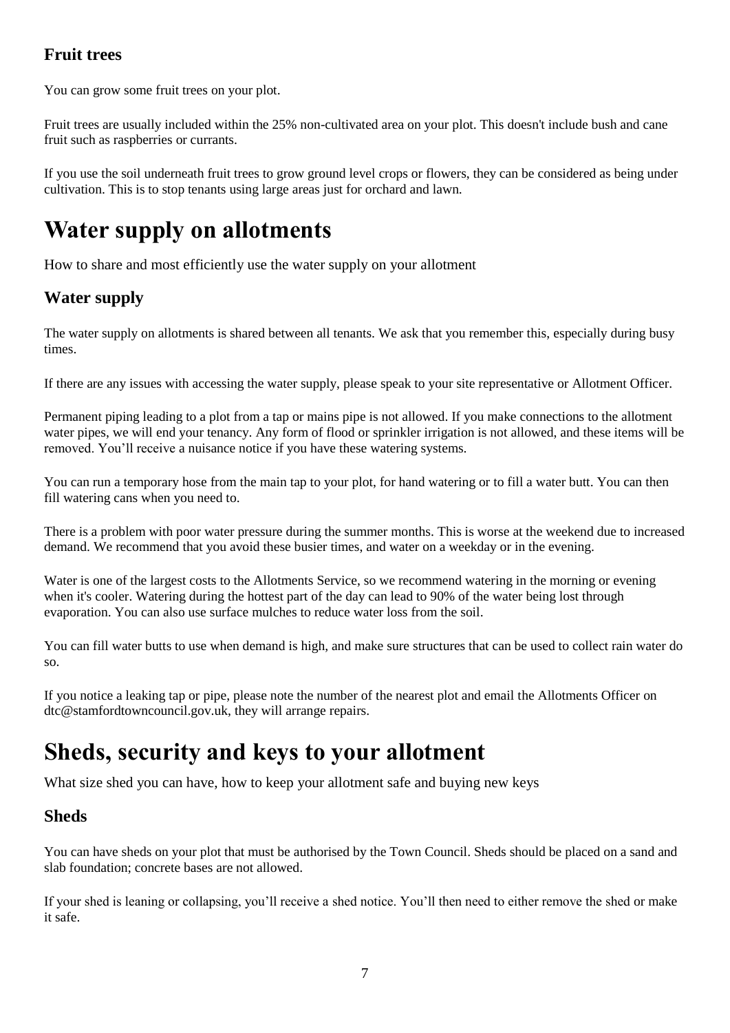### Fruit trees

You can grow some fruit trees on your plot.

Fruit trees are usually included within the 25% non-cultivated area on your plot. This doesn't include bush and cane fruit such as raspberries or currants.

If you use the soil underneath fruit trees to grow ground level crops or flowers, they can be considered as being under cultivation. This is to stop tenants using large areas just for orchard and lawn.

# Water supply on allotments

How to share and most efficiently use the water supply on your allotment

### Water supply

The water supply on allotments is shared between all tenants. We ask that you remember this, especially during busy times.

If there are any issues with accessing the water supply, please speak to your site representative or Allotment Officer.

Permanent piping leading to a plot from a tap or mains pipe is not allowed. If you make connections to the allotment water pipes, we will end your tenancy. Any form of flood or sprinkler irrigation is not allowed, and these items will be removed. You'll receive a nuisance notice if you have these watering systems.

You can run a temporary hose from the main tap to your plot, for hand watering or to fill a water butt. You can then fill watering cans when you need to.

There is a problem with poor water pressure during the summer months. This is worse at the weekend due to increased demand. We recommend that you avoid these busier times, and water on a weekday or in the evening.

Water is one of the largest costs to the Allotments Service, so we recommend watering in the morning or evening when it's cooler. Watering during the hottest part of the day can lead to 90% of the water being lost through evaporation. You can also use surface mulches to reduce water loss from the soil.

You can fill water butts to use when demand is high, and make sure structures that can be used to collect rain water do so.

If you notice a leaking tap or pipe, please note the number of the nearest plot and email the Allotments Officer on dtc@stamfordtowncouncil.gov.uk, they will arrange repairs.

# Sheds, security and keys to your allotment

What size shed you can have, how to keep your allotment safe and buying new keys

### Sheds

You can have sheds on your plot that must be authorised by the Town Council. Sheds should be placed on a sand and slab foundation; concrete bases are not allowed.

If your shed is leaning or collapsing, you'll receive a shed notice. You'll then need to either remove the shed or make it safe.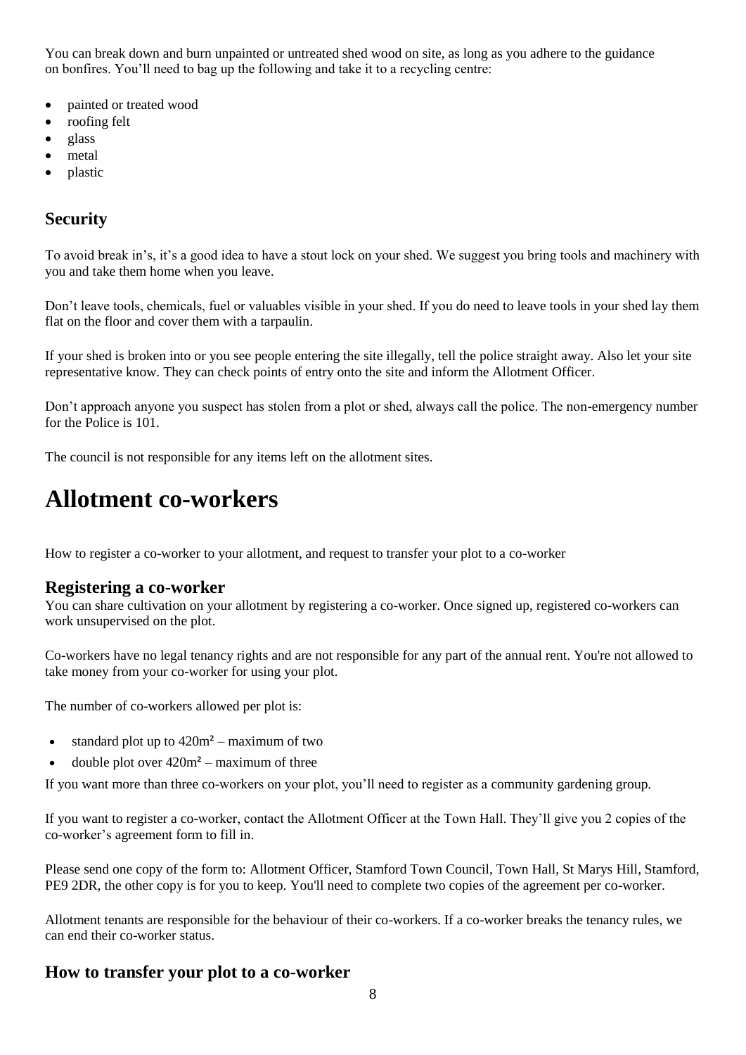You can break down and burn unpainted or untreated shed wood on site, as long as you adhere to the guidance on bonfires. You'll need to bag up the following and take it to a recycling centre:

- painted or treated wood
- roofing felt
- glass
- metal
- plastic

## Security

To avoid break in's, it's a good idea to have a stout lock on your shed. We suggest you bring tools and machinery with you and take them home when you leave.

Don't leave tools, chemicals, fuel or valuables visible in your shed. If you do need to leave tools in your shed lay them flat on the floor and cover them with a tarpaulin.

If your shed is broken into or you see people entering the site illegally, tell the police straight away. Also let your site representative know. They can check points of entry onto the site and inform the Allotment Officer.

Don't approach anyone you suspect has stolen from a plot or shed, always call the police. The non-emergency number for the Police is 101.

The council is not responsible for any items left on the allotment sites.

# Allotment co-workers

How to register a co-worker to your allotment, and request to transfer your plot to a co-worker

## Registering a co-worker

You can share cultivation on your allotment by registering a co-worker. Once signed up, registered co-workers can work unsupervised on the plot.

Co-workers have no legal tenancy rights and are not responsible for any part of the annual rent. You're not allowed to take money from your co-worker for using your plot.

The number of co-workers allowed per plot is:

- standard plot up to $420m^2$ – maximum of two
- double plot over $420m^2$ – maximum of three

If you want more than three co-workers on your plot, you'll need to register as a community gardening group.

If you want to register a co-worker, contact the Allotment Officer at the Town Hall. They'll give you 2 copies of the co-worker's agreement form to fill in.

Please send one copy of the form to: Allotment Officer, Stamford Town Council, Town Hall, St Marys Hill, Stamford, PE9 2DR, the other copy is for you to keep. You'll need to complete two copies of the agreement per co-worker.

Allotment tenants are responsible for the behaviour of their co-workers. If a co-worker breaks the tenancy rules, we can end their co-worker status.

## How to transfer your plot to a co-worker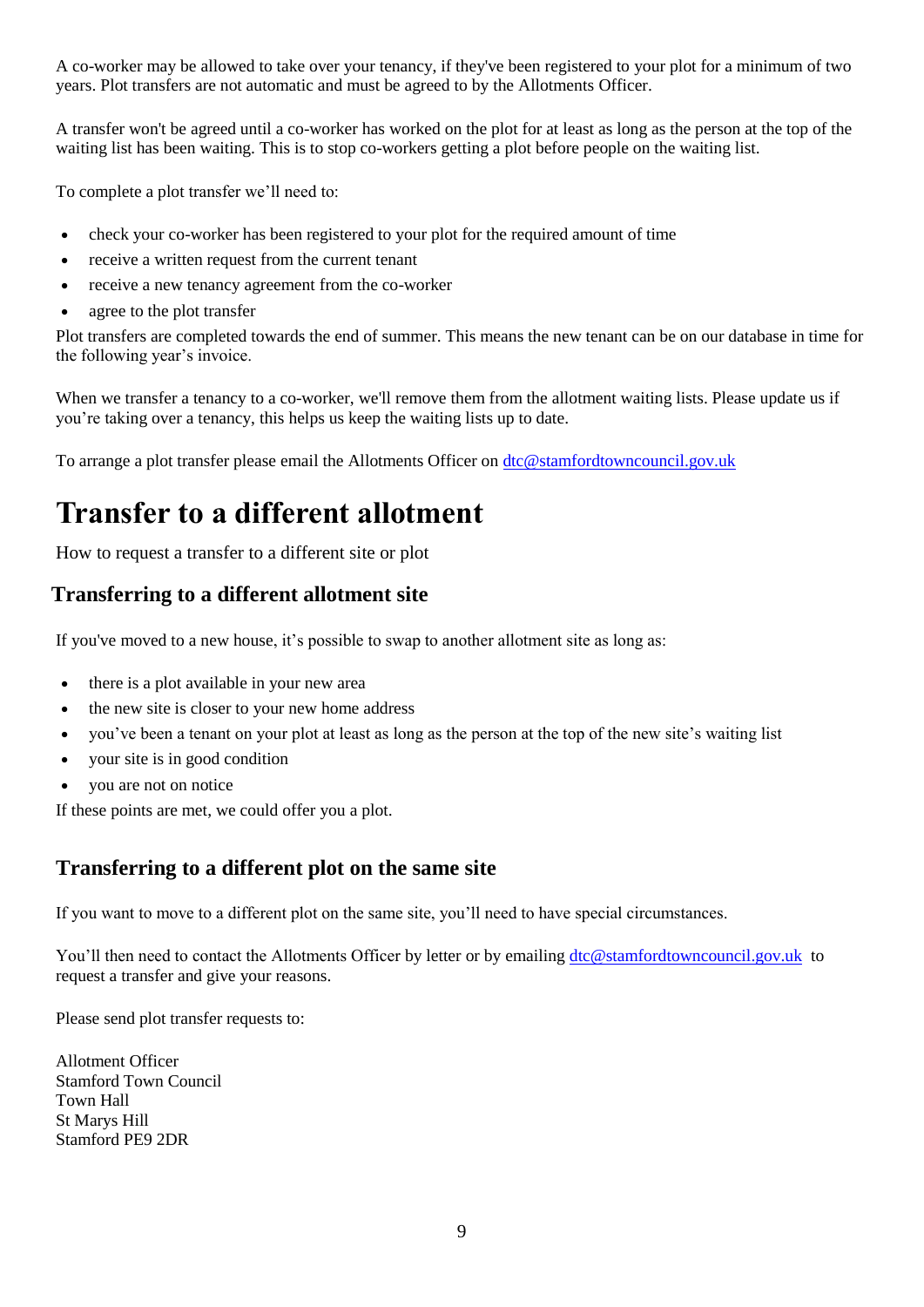A co-worker may be allowed to take over your tenancy, if they've been registered to your plot for a minimum of two years. Plot transfers are not automatic and must be agreed to by the Allotments Officer.

A transfer won't be agreed until a co-worker has worked on the plot for at least as long as the person at the top of the waiting list has been waiting. This is to stop co-workers getting a plot before people on the waiting list.

To complete a plot transfer we'll need to:

- check your co-worker has been registered to your plot for the required amount of time
- receive a written request from the current tenant
- receive a new tenancy agreement from the co-worker
- agree to the plot transfer

Plot transfers are completed towards the end of summer. This means the new tenant can be on our database in time for the following year's invoice.

When we transfer a tenancy to a co-worker, we'll remove them from the allotment waiting lists. Please update us if you're taking over a tenancy, this helps us keep the waiting lists up to date.

To arrange a plot transfer please email the Allotments Officer on dtc@stamfordtowncouncil.gov.uk

# Transfer to a different allotment

How to request a transfer to a different site or plot

## Transferring to a different allotment site

If you've moved to a new house, it's possible to swap to another allotment site as long as:

- there is a plot available in your new area
- the new site is closer to your new home address
- you've been a tenant on your plot at least as long as the person at the top of the new site's waiting list
- your site is in good condition
- you are not on notice

If these points are met, we could offer you a plot.

## Transferring to a different plot on the same site

If you want to move to a different plot on the same site, you'll need to have special circumstances.

You'll then need to contact the Allotments Officer by letter or by emailing dtc@stamfordtowncouncil.gov.uk to request a transfer and give your reasons.

Please send plot transfer requests to:

Allotment Officer  
Stamford Town Council  
Town Hall  
St Marys Hill  
Stamford PE9 2DR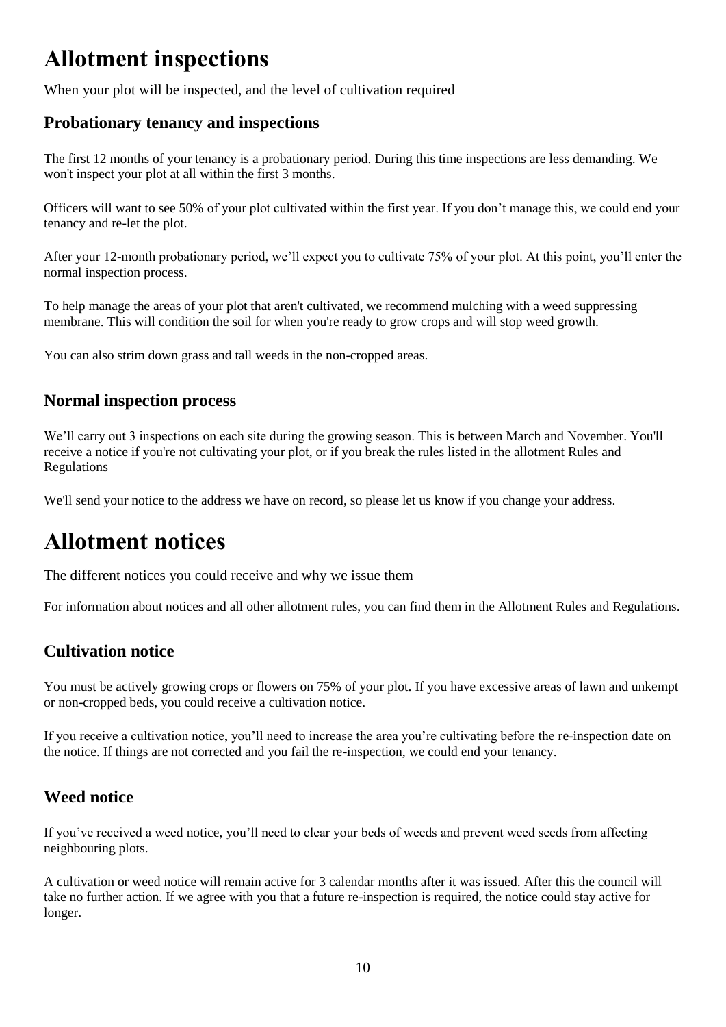# Allotment inspections

When your plot will be inspected, and the level of cultivation required

## Probationary tenancy and inspections

The first 12 months of your tenancy is a probationary period. During this time inspections are less demanding. We won't inspect your plot at all within the first 3 months.

Officers will want to see 50% of your plot cultivated within the first year. If you don’t manage this, we could end your tenancy and re-let the plot.

After your 12-month probationary period, we’ll expect you to cultivate 75% of your plot. At this point, you’ll enter the normal inspection process.

To help manage the areas of your plot that aren't cultivated, we recommend mulching with a weed suppressing membrane. This will condition the soil for when you're ready to grow crops and will stop weed growth.

You can also strim down grass and tall weeds in the non-cropped areas.

## Normal inspection process

We’ll carry out 3 inspections on each site during the growing season. This is between March and November. You'll receive a notice if you're not cultivating your plot, or if you break the rules listed in the allotment Rules and Regulations

We'll send your notice to the address we have on record, so please let us know if you change your address.

# Allotment notices

The different notices you could receive and why we issue them

For information about notices and all other allotment rules, you can find them in the Allotment Rules and Regulations.

## Cultivation notice

You must be actively growing crops or flowers on 75% of your plot. If you have excessive areas of lawn and unkempt or non-cropped beds, you could receive a cultivation notice.

If you receive a cultivation notice, you’ll need to increase the area you’re cultivating before the re-inspection date on the notice. If things are not corrected and you fail the re-inspection, we could end your tenancy.

## Weed notice

If you’ve received a weed notice, you’ll need to clear your beds of weeds and prevent weed seeds from affecting neighbouring plots.

A cultivation or weed notice will remain active for 3 calendar months after it was issued. After this the council will take no further action. If we agree with you that a future re-inspection is required, the notice could stay active for longer.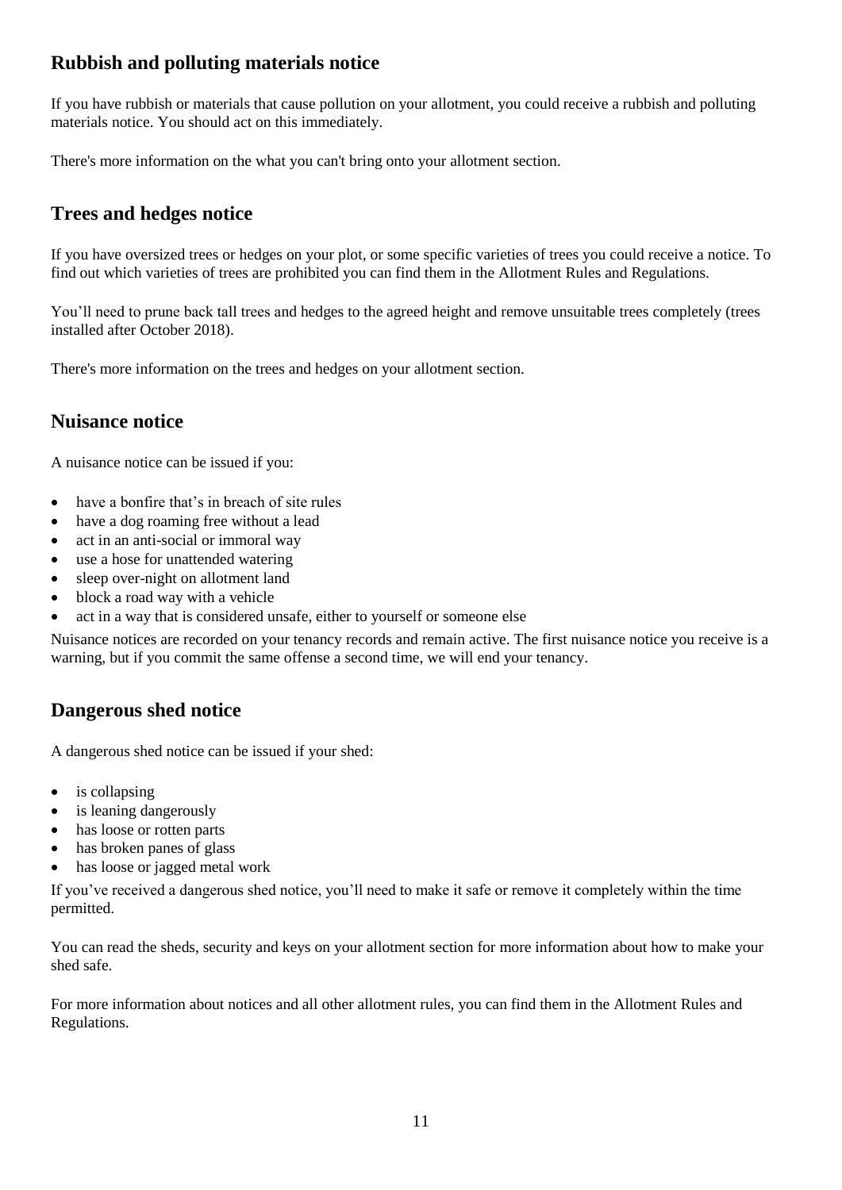## Rubbish and polluting materials notice

If you have rubbish or materials that cause pollution on your allotment, you could receive a rubbish and polluting materials notice. You should act on this immediately.

There's more information on the what you can't bring onto your allotment section.

## Trees and hedges notice

If you have oversized trees or hedges on your plot, or some specific varieties of trees you could receive a notice. To find out which varieties of trees are prohibited you can find them in the Allotment Rules and Regulations.

You'll need to prune back tall trees and hedges to the agreed height and remove unsuitable trees completely (trees installed after October 2018).

There's more information on the trees and hedges on your allotment section.

## Nuisance notice

A nuisance notice can be issued if you:

- have a bonfire that's in breach of site rules
- have a dog roaming free without a lead
- act in an anti-social or immoral way
- use a hose for unattended watering
- sleep over-night on allotment land
- block a road way with a vehicle
- act in a way that is considered unsafe, either to yourself or someone else

Nuisance notices are recorded on your tenancy records and remain active. The first nuisance notice you receive is a warning, but if you commit the same offense a second time, we will end your tenancy.

## Dangerous shed notice

A dangerous shed notice can be issued if your shed:

- is collapsing
- is leaning dangerously
- has loose or rotten parts
- has broken panes of glass
- has loose or jagged metal work

If you've received a dangerous shed notice, you'll need to make it safe or remove it completely within the time permitted.

You can read the sheds, security and keys on your allotment section for more information about how to make your shed safe.

For more information about notices and all other allotment rules, you can find them in the Allotment Rules and Regulations.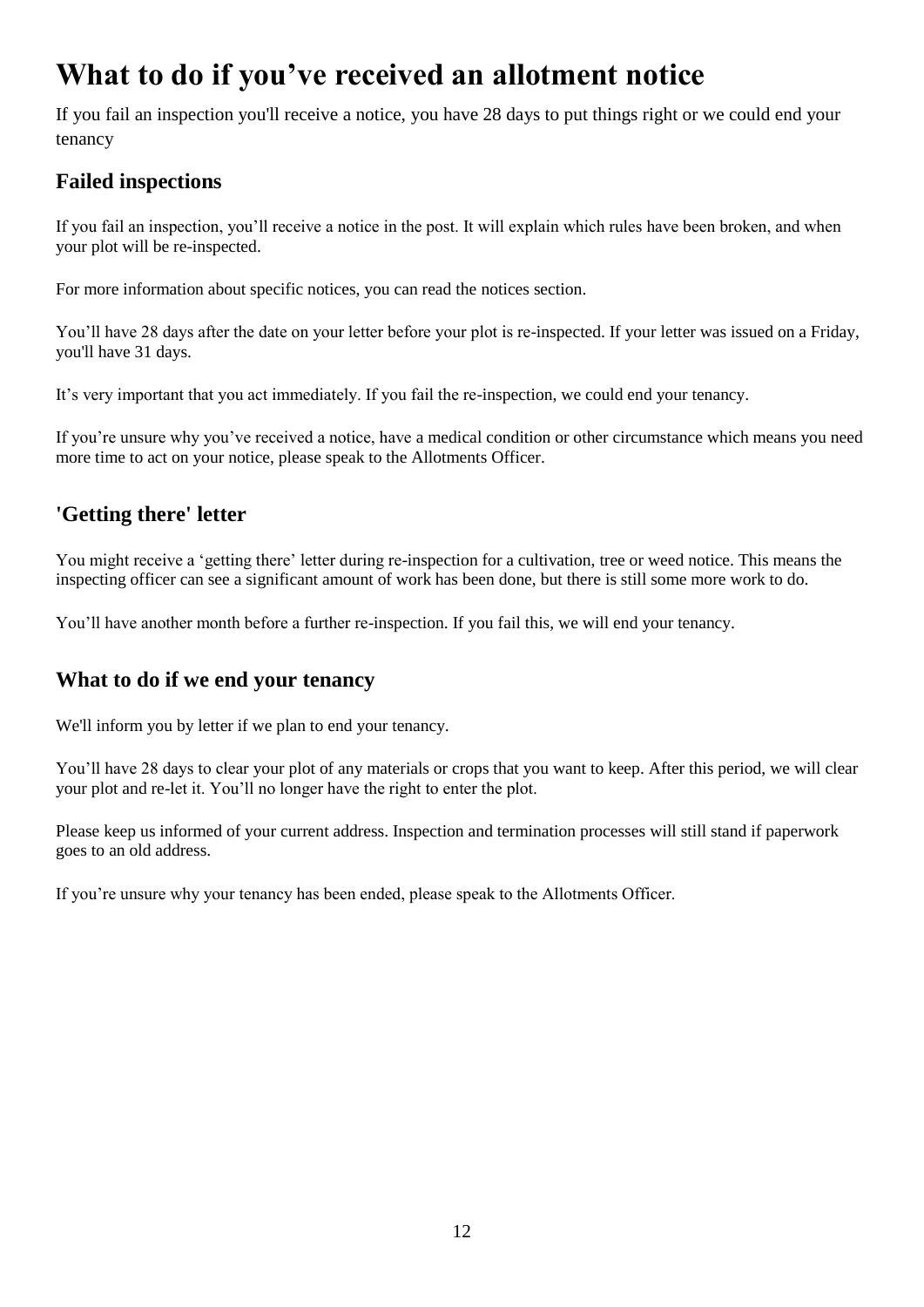# What to do if you've received an allotment notice

If you fail an inspection you'll receive a notice, you have 28 days to put things right or we could end your tenancy

## Failed inspections

If you fail an inspection, you'll receive a notice in the post. It will explain which rules have been broken, and when your plot will be re-inspected.

For more information about specific notices, you can read the notices section.

You'll have 28 days after the date on your letter before your plot is re-inspected. If your letter was issued on a Friday, you'll have 31 days.

It's very important that you act immediately. If you fail the re-inspection, we could end your tenancy.

If you're unsure why you've received a notice, have a medical condition or other circumstance which means you need more time to act on your notice, please speak to the Allotments Officer.

## 'Getting there' letter

You might receive a 'getting there' letter during re-inspection for a cultivation, tree or weed notice. This means the inspecting officer can see a significant amount of work has been done, but there is still some more work to do.

You'll have another month before a further re-inspection. If you fail this, we will end your tenancy.

## What to do if we end your tenancy

We'll inform you by letter if we plan to end your tenancy.

You'll have 28 days to clear your plot of any materials or crops that you want to keep. After this period, we will clear your plot and re-let it. You'll no longer have the right to enter the plot.

Please keep us informed of your current address. Inspection and termination processes will still stand if paperwork goes to an old address.

If you're unsure why your tenancy has been ended, please speak to the Allotments Officer.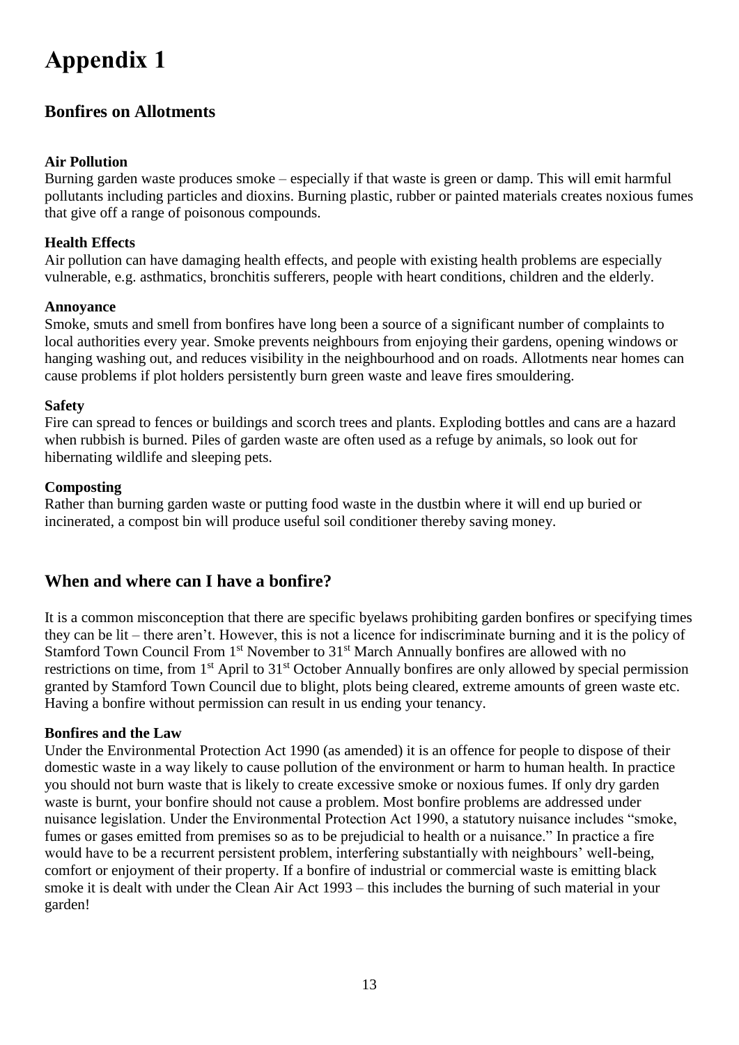# Appendix 1

## Bonfires on Allotments

**Air Pollution**
Burning garden waste produces smoke – especially if that waste is green or damp. This will emit harmful pollutants including particles and dioxins. Burning plastic, rubber or painted materials creates noxious fumes that give off a range of poisonous compounds.

**Health Effects**
Air pollution can have damaging health effects, and people with existing health problems are especially vulnerable, e.g. asthmatics, bronchitis sufferers, people with heart conditions, children and the elderly.

**Annoyance**
Smoke, smuts and smell from bonfires have long been a source of a significant number of complaints to local authorities every year. Smoke prevents neighbours from enjoying their gardens, opening windows or hanging washing out, and reduces visibility in the neighbourhood and on roads. Allotments near homes can cause problems if plot holders persistently burn green waste and leave fires smouldering.

**Safety**
Fire can spread to fences or buildings and scorch trees and plants. Exploding bottles and cans are a hazard when rubbish is burned. Piles of garden waste are often used as a refuge by animals, so look out for hibernating wildlife and sleeping pets.

**Composting**
Rather than burning garden waste or putting food waste in the dustbin where it will end up buried or incinerated, a compost bin will produce useful soil conditioner thereby saving money.

## When and where can I have a bonfire?

It is a common misconception that there are specific byelaws prohibiting garden bonfires or specifying times they can be lit – there aren't. However, this is not a licence for indiscriminate burning and it is the policy of Stamford Town Council From 1st November to 31st March Annually bonfires are allowed with no restrictions on time, from 1st April to 31st October Annually bonfires are only allowed by special permission granted by Stamford Town Council due to blight, plots being cleared, extreme amounts of green waste etc. Having a bonfire without permission can result in us ending your tenancy.

**Bonfires and the Law**
Under the Environmental Protection Act 1990 (as amended) it is an offence for people to dispose of their domestic waste in a way likely to cause pollution of the environment or harm to human health. In practice you should not burn waste that is likely to create excessive smoke or noxious fumes. If only dry garden waste is burnt, your bonfire should not cause a problem. Most bonfire problems are addressed under nuisance legislation. Under the Environmental Protection Act 1990, a statutory nuisance includes "smoke, fumes or gases emitted from premises so as to be prejudicial to health or a nuisance." In practice a fire would have to be a recurrent persistent problem, interfering substantially with neighbours' well-being, comfort or enjoyment of their property. If a bonfire of industrial or commercial waste is emitting black smoke it is dealt with under the Clean Air Act 1993 – this includes the burning of such material in your garden!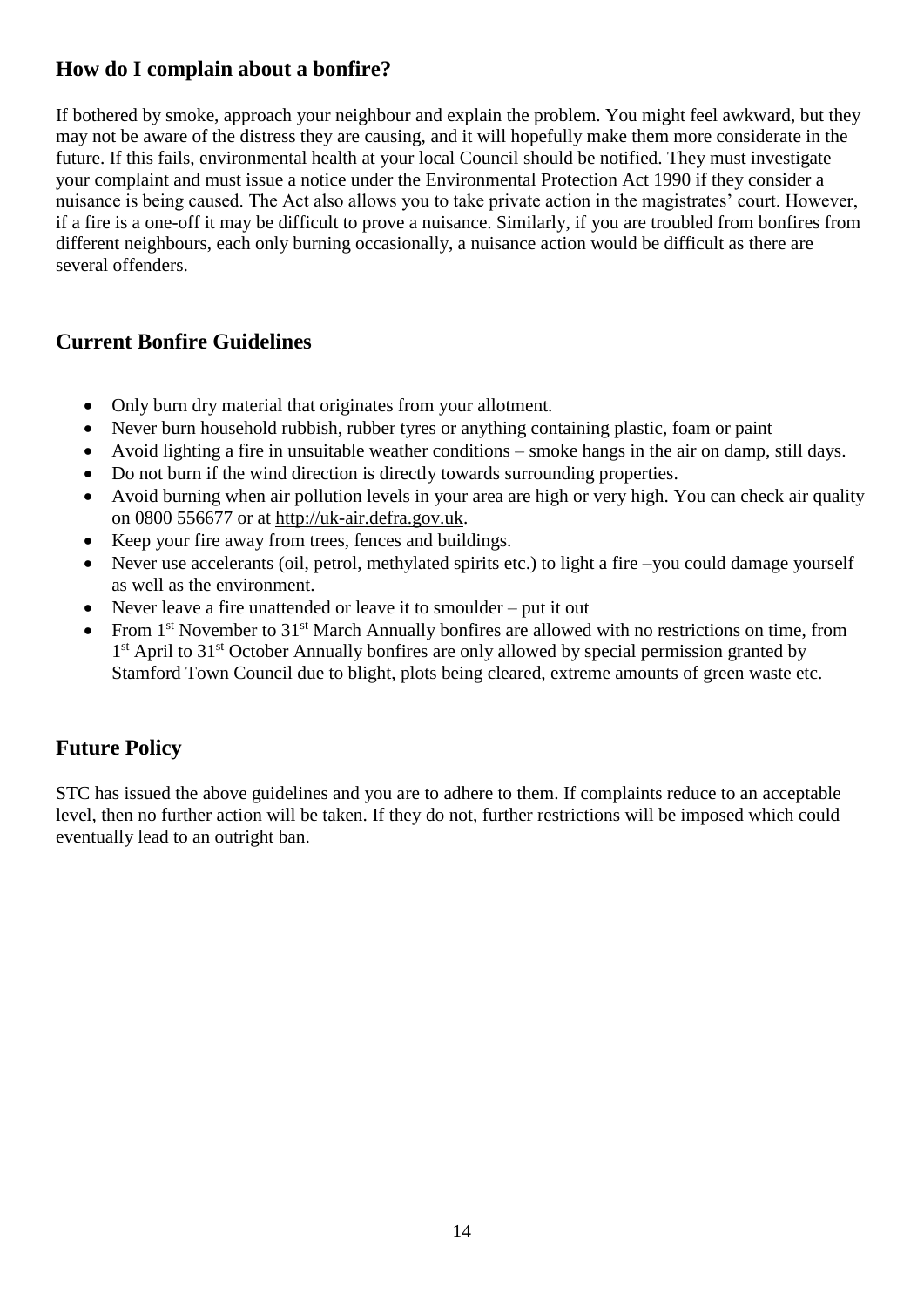## How do I complain about a bonfire?

If bothered by smoke, approach your neighbour and explain the problem. You might feel awkward, but they may not be aware of the distress they are causing, and it will hopefully make them more considerate in the future. If this fails, environmental health at your local Council should be notified. They must investigate your complaint and must issue a notice under the Environmental Protection Act 1990 if they consider a nuisance is being caused. The Act also allows you to take private action in the magistrates' court. However, if a fire is a one-off it may be difficult to prove a nuisance. Similarly, if you are troubled from bonfires from different neighbours, each only burning occasionally, a nuisance action would be difficult as there are several offenders.

## Current Bonfire Guidelines

- Only burn dry material that originates from your allotment.
- Never burn household rubbish, rubber tyres or anything containing plastic, foam or paint
- Avoid lighting a fire in unsuitable weather conditions – smoke hangs in the air on damp, still days.
- Do not burn if the wind direction is directly towards surrounding properties.
- Avoid burning when air pollution levels in your area are high or very high. You can check air quality on 0800 556677 or at http://uk-air.defra.gov.uk.
- Keep your fire away from trees, fences and buildings.
- Never use accelerants (oil, petrol, methylated spirits etc.) to light a fire –you could damage yourself as well as the environment.
- Never leave a fire unattended or leave it to smoulder – put it out
- From 1st November to 31st March Annually bonfires are allowed with no restrictions on time, from 1st April to 31st October Annually bonfires are only allowed by special permission granted by Stamford Town Council due to blight, plots being cleared, extreme amounts of green waste etc.

## Future Policy

STC has issued the above guidelines and you are to adhere to them. If complaints reduce to an acceptable level, then no further action will be taken. If they do not, further restrictions will be imposed which could eventually lead to an outright ban.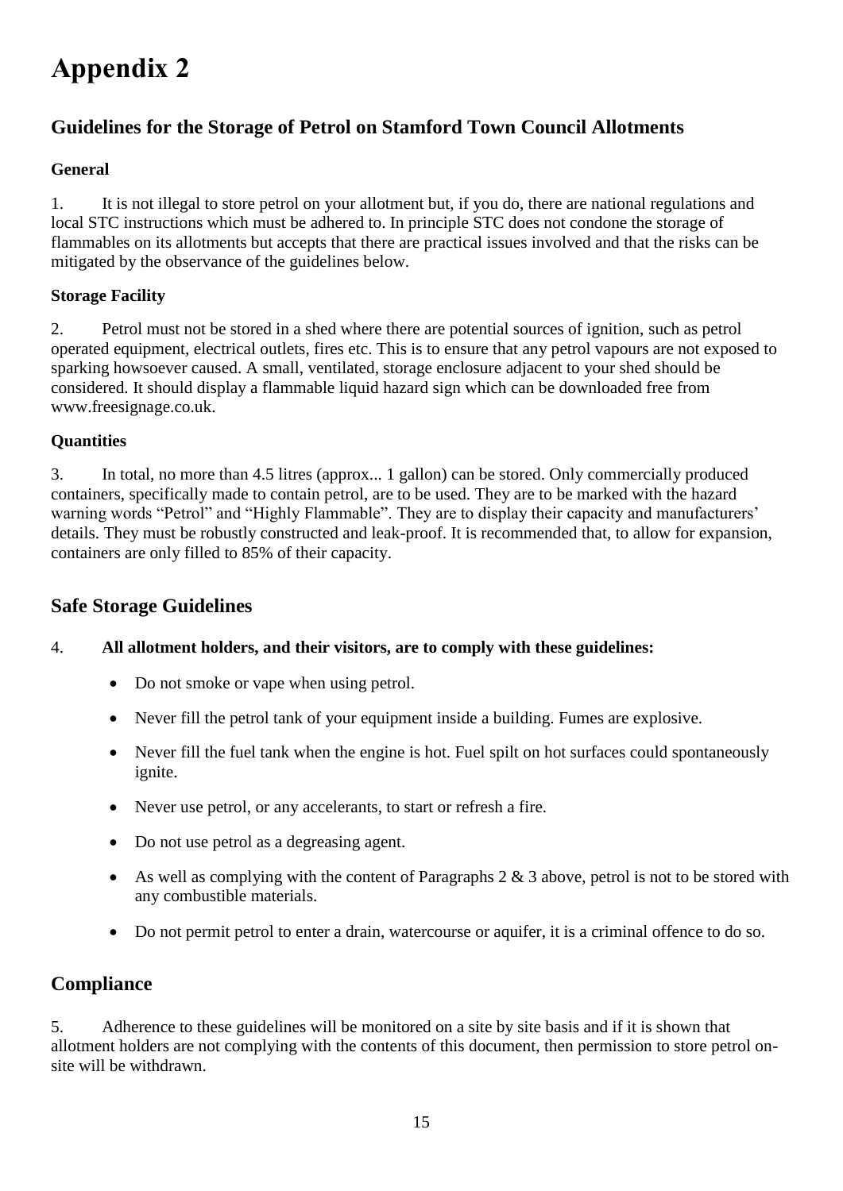# Appendix 2

## Guidelines for the Storage of Petrol on Stamford Town Council Allotments

### General

1. It is not illegal to store petrol on your allotment but, if you do, there are national regulations and local STC instructions which must be adhered to. In principle STC does not condone the storage of flammables on its allotments but accepts that there are practical issues involved and that the risks can be mitigated by the observance of the guidelines below.

### Storage Facility

2. Petrol must not be stored in a shed where there are potential sources of ignition, such as petrol operated equipment, electrical outlets, fires etc. This is to ensure that any petrol vapours are not exposed to sparking howsoever caused. A small, ventilated, storage enclosure adjacent to your shed should be considered. It should display a flammable liquid hazard sign which can be downloaded free from www.freesignage.co.uk.

### Quantities

3. In total, no more than 4.5 litres (approx... 1 gallon) can be stored. Only commercially produced containers, specifically made to contain petrol, are to be used. They are to be marked with the hazard warning words "Petrol" and "Highly Flammable". They are to display their capacity and manufacturers' details. They must be robustly constructed and leak-proof. It is recommended that, to allow for expansion, containers are only filled to 85% of their capacity.

## Safe Storage Guidelines

4. **All allotment holders, and their visitors, are to comply with these guidelines:**

- Do not smoke or vape when using petrol.
- Never fill the petrol tank of your equipment inside a building. Fumes are explosive.
- Never fill the fuel tank when the engine is hot. Fuel spilt on hot surfaces could spontaneously ignite.
- Never use petrol, or any accelerants, to start or refresh a fire.
- Do not use petrol as a degreasing agent.
- As well as complying with the content of Paragraphs 2 & 3 above, petrol is not to be stored with any combustible materials.
- Do not permit petrol to enter a drain, watercourse or aquifer, it is a criminal offence to do so.

## Compliance

5. Adherence to these guidelines will be monitored on a site by site basis and if it is shown that allotment holders are not complying with the contents of this document, then permission to store petrol on-site will be withdrawn.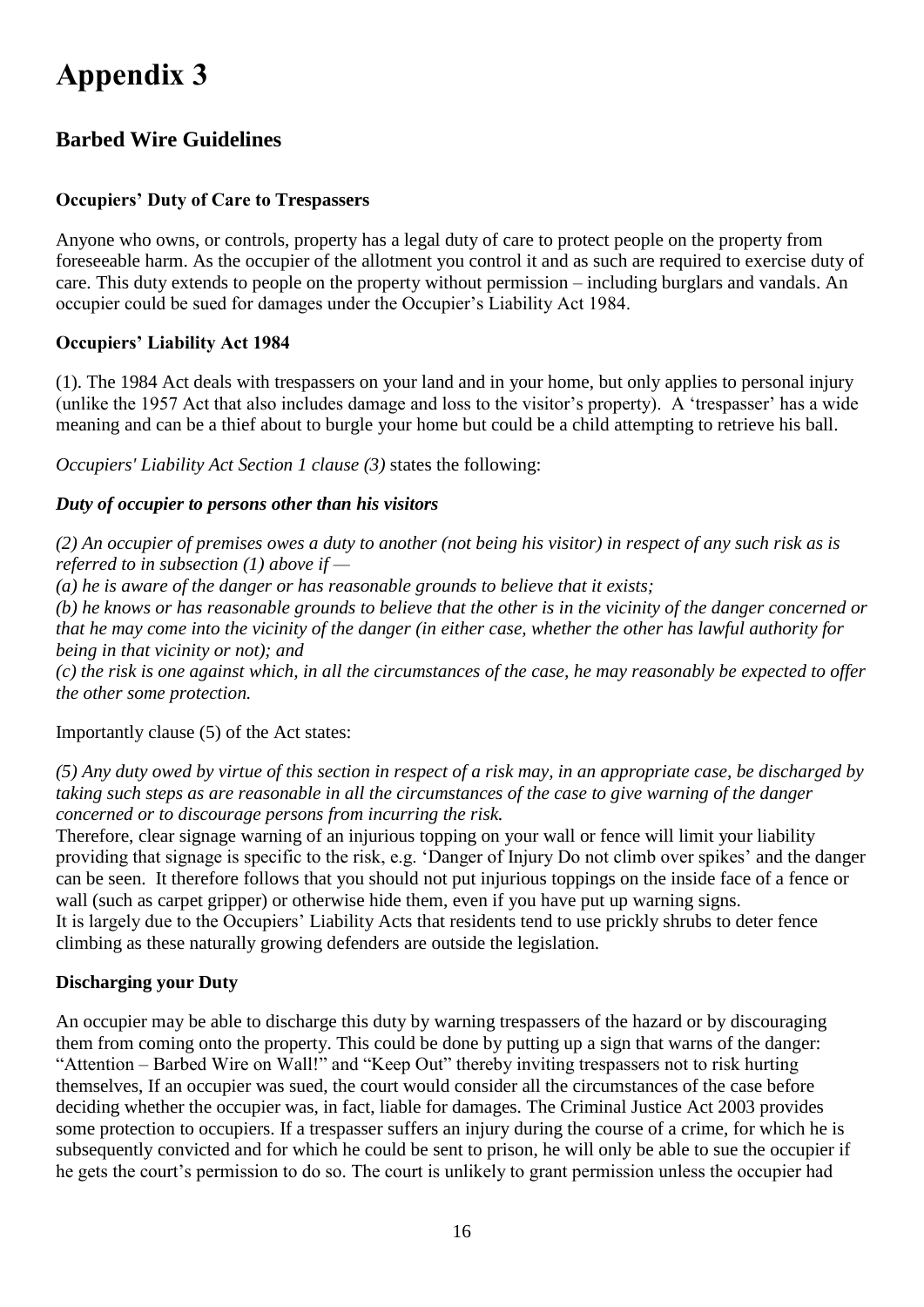# Appendix 3

## Barbed Wire Guidelines

### Occupiers' Duty of Care to Trespassers

Anyone who owns, or controls, property has a legal duty of care to protect people on the property from foreseeable harm. As the occupier of the allotment you control it and as such are required to exercise duty of care. This duty extends to people on the property without permission – including burglars and vandals. An occupier could be sued for damages under the Occupier's Liability Act 1984.

### Occupiers' Liability Act 1984

(1). The 1984 Act deals with trespassers on your land and in your home, but only applies to personal injury (unlike the 1957 Act that also includes damage and loss to the visitor's property). A 'trespasser' has a wide meaning and can be a thief about to burgle your home but could be a child attempting to retrieve his ball.

*Occupiers' Liability Act Section 1 clause (3)* states the following:

***Duty of occupier to persons other than his visitors***

*(2) An occupier of premises owes a duty to another (not being his visitor) in respect of any such risk as is referred to in subsection (1) above if —*
*(a) he is aware of the danger or has reasonable grounds to believe that it exists;*
*(b) he knows or has reasonable grounds to believe that the other is in the vicinity of the danger concerned or that he may come into the vicinity of the danger (in either case, whether the other has lawful authority for being in that vicinity or not); and*
*(c) the risk is one against which, in all the circumstances of the case, he may reasonably be expected to offer the other some protection.*

Importantly clause (5) of the Act states:

*(5) Any duty owed by virtue of this section in respect of a risk may, in an appropriate case, be discharged by taking such steps as are reasonable in all the circumstances of the case to give warning of the danger concerned or to discourage persons from incurring the risk.*
Therefore, clear signage warning of an injurious topping on your wall or fence will limit your liability providing that signage is specific to the risk, e.g. 'Danger of Injury Do not climb over spikes' and the danger can be seen. It therefore follows that you should not put injurious toppings on the inside face of a fence or wall (such as carpet gripper) or otherwise hide them, even if you have put up warning signs.
It is largely due to the Occupiers' Liability Acts that residents tend to use prickly shrubs to deter fence climbing as these naturally growing defenders are outside the legislation.

### Discharging your Duty

An occupier may be able to discharge this duty by warning trespassers of the hazard or by discouraging them from coming onto the property. This could be done by putting up a sign that warns of the danger: "Attention – Barbed Wire on Wall!" and "Keep Out" thereby inviting trespassers not to risk hurting themselves, If an occupier was sued, the court would consider all the circumstances of the case before deciding whether the occupier was, in fact, liable for damages. The Criminal Justice Act 2003 provides some protection to occupiers. If a trespasser suffers an injury during the course of a crime, for which he is subsequently convicted and for which he could be sent to prison, he will only be able to sue the occupier if he gets the court's permission to do so. The court is unlikely to grant permission unless the occupier had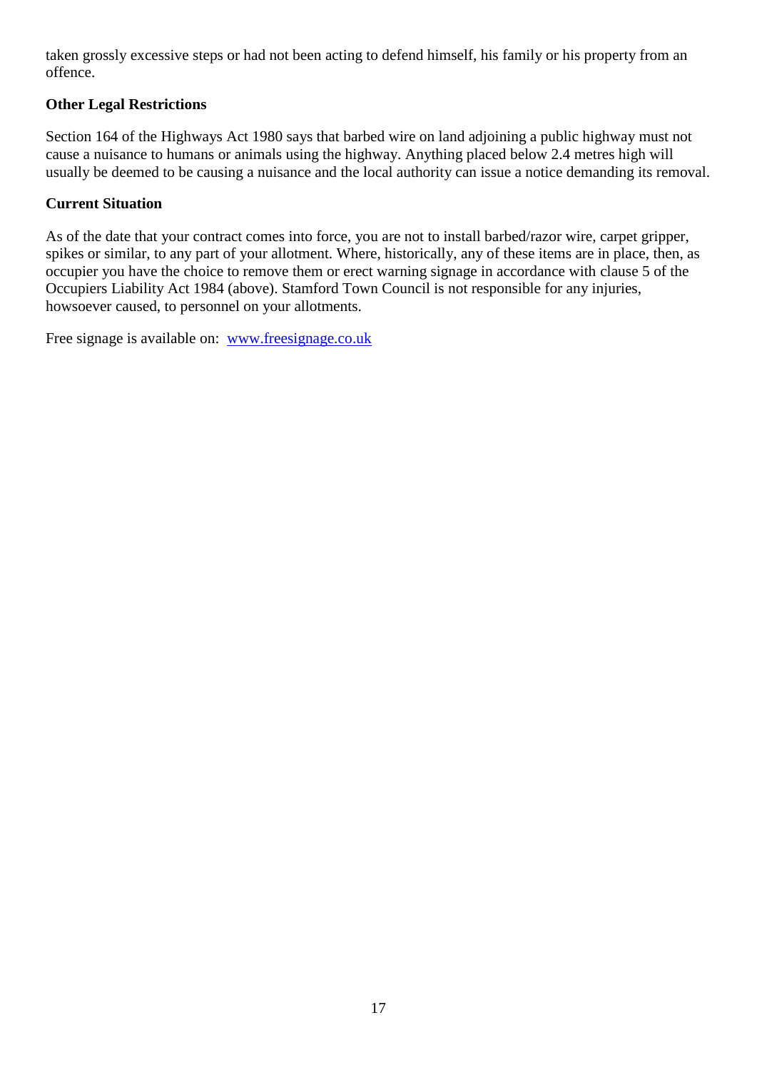taken grossly excessive steps or had not been acting to defend himself, his family or his property from an offence.

**Other Legal Restrictions**

Section 164 of the Highways Act 1980 says that barbed wire on land adjoining a public highway must not cause a nuisance to humans or animals using the highway. Anything placed below 2.4 metres high will usually be deemed to be causing a nuisance and the local authority can issue a notice demanding its removal.

**Current Situation**

As of the date that your contract comes into force, you are not to install barbed/razor wire, carpet gripper, spikes or similar, to any part of your allotment. Where, historically, any of these items are in place, then, as occupier you have the choice to remove them or erect warning signage in accordance with clause 5 of the Occupiers Liability Act 1984 (above). Stamford Town Council is not responsible for any injuries, howsoever caused, to personnel on your allotments.

Free signage is available on: [www.freesignage.co.uk](http://www.freesignage.co.uk)